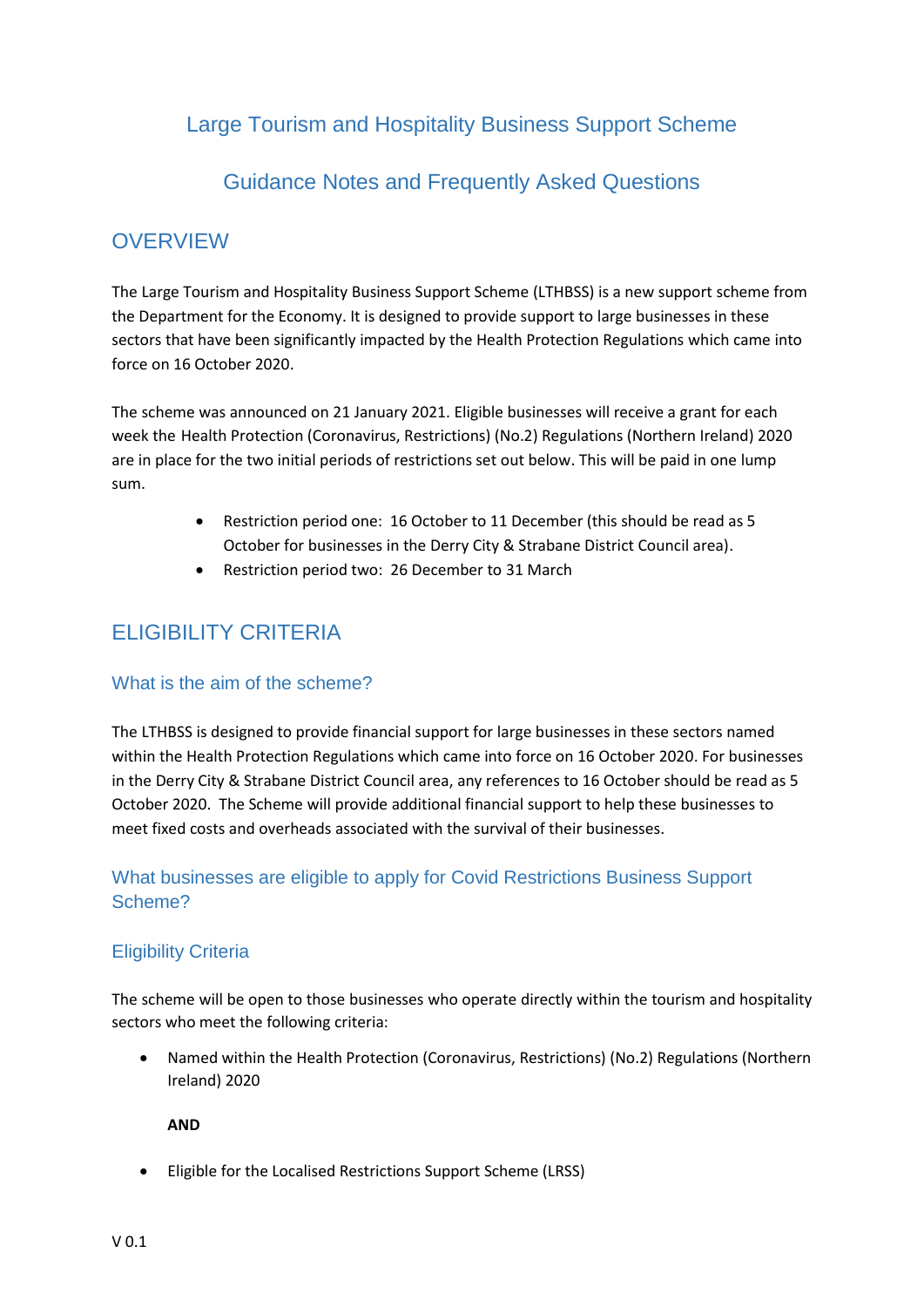# Large Tourism and Hospitality Business Support Scheme

# Guidance Notes and Frequently Asked Questions

## OVERVIEW

The Large Tourism and Hospitality Business Support Scheme (LTHBSS) is a new support scheme from the Department for the Economy. It is designed to provide support to large businesses in these sectors that have been significantly impacted by the Health Protection Regulations which came into force on 16 October 2020.

The scheme was announced on 21 January 2021. Eligible businesses will receive a grant for each week the Health Protection (Coronavirus, Restrictions) (No.2) Regulations (Northern Ireland) 2020 are in place for the two initial periods of restrictions set out below. This will be paid in one lump sum.

- Restriction period one: 16 October to 11 December (this should be read as 5 October for businesses in the Derry City & Strabane District Council area).
- Restriction period two: 26 December to 31 March

## ELIGIBILITY CRITERIA

### What is the aim of the scheme?

The LTHBSS is designed to provide financial support for large businesses in these sectors named within the Health Protection Regulations which came into force on 16 October 2020. For businesses in the Derry City & Strabane District Council area, any references to 16 October should be read as 5 October 2020. The Scheme will provide additional financial support to help these businesses to meet fixed costs and overheads associated with the survival of their businesses.

### What businesses are eligible to apply for Covid Restrictions Business Support Scheme?

### Eligibility Criteria

The scheme will be open to those businesses who operate directly within the tourism and hospitality sectors who meet the following criteria:

- Named within the Health Protection (Coronavirus, Restrictions) (No.2) Regulations (Northern Ireland) 2020

  **AND**

- Eligible for the Localised Restrictions Support Scheme (LRSS)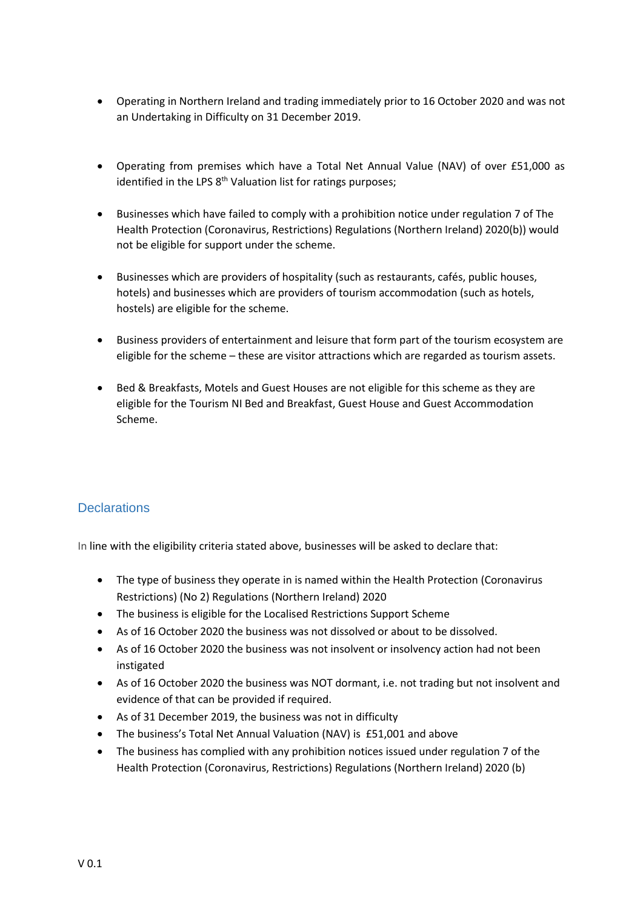- Operating in Northern Ireland and trading immediately prior to 16 October 2020 and was not an Undertaking in Difficulty on 31 December 2019.

- Operating from premises which have a Total Net Annual Value (NAV) of over £51,000 as identified in the LPS 8th Valuation list for ratings purposes;

- Businesses which have failed to comply with a prohibition notice under regulation 7 of The Health Protection (Coronavirus, Restrictions) Regulations (Northern Ireland) 2020(b)) would not be eligible for support under the scheme.

- Businesses which are providers of hospitality (such as restaurants, cafés, public houses, hotels) and businesses which are providers of tourism accommodation (such as hotels, hostels) are eligible for the scheme.

- Business providers of entertainment and leisure that form part of the tourism ecosystem are eligible for the scheme – these are visitor attractions which are regarded as tourism assets.

- Bed & Breakfasts, Motels and Guest Houses are not eligible for this scheme as they are eligible for the Tourism NI Bed and Breakfast, Guest House and Guest Accommodation Scheme.

## Declarations

In line with the eligibility criteria stated above, businesses will be asked to declare that:

- The type of business they operate in is named within the Health Protection (Coronavirus Restrictions) (No 2) Regulations (Northern Ireland) 2020
- The business is eligible for the Localised Restrictions Support Scheme
- As of 16 October 2020 the business was not dissolved or about to be dissolved.
- As of 16 October 2020 the business was not insolvent or insolvency action had not been instigated
- As of 16 October 2020 the business was NOT dormant, i.e. not trading but not insolvent and evidence of that can be provided if required.
- As of 31 December 2019, the business was not in difficulty
- The business's Total Net Annual Valuation (NAV) is £51,001 and above
- The business has complied with any prohibition notices issued under regulation 7 of the Health Protection (Coronavirus, Restrictions) Regulations (Northern Ireland) 2020 (b)

V 0.1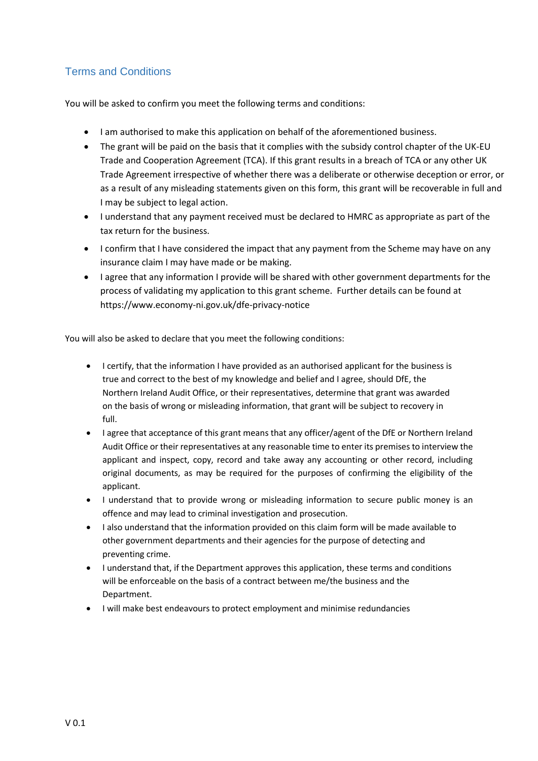## Terms and Conditions

You will be asked to confirm you meet the following terms and conditions:

- I am authorised to make this application on behalf of the aforementioned business.
- The grant will be paid on the basis that it complies with the subsidy control chapter of the UK-EU Trade and Cooperation Agreement (TCA). If this grant results in a breach of TCA or any other UK Trade Agreement irrespective of whether there was a deliberate or otherwise deception or error, or as a result of any misleading statements given on this form, this grant will be recoverable in full and I may be subject to legal action.
- I understand that any payment received must be declared to HMRC as appropriate as part of the tax return for the business.
- I confirm that I have considered the impact that any payment from the Scheme may have on any insurance claim I may have made or be making.
- I agree that any information I provide will be shared with other government departments for the process of validating my application to this grant scheme. Further details can be found at https://www.economy-ni.gov.uk/dfe-privacy-notice

You will also be asked to declare that you meet the following conditions:

- I certify, that the information I have provided as an authorised applicant for the business is true and correct to the best of my knowledge and belief and I agree, should DfE, the Northern Ireland Audit Office, or their representatives, determine that grant was awarded on the basis of wrong or misleading information, that grant will be subject to recovery in full.
- I agree that acceptance of this grant means that any officer/agent of the DfE or Northern Ireland Audit Office or their representatives at any reasonable time to enter its premises to interview the applicant and inspect, copy, record and take away any accounting or other record, including original documents, as may be required for the purposes of confirming the eligibility of the applicant.
- I understand that to provide wrong or misleading information to secure public money is an offence and may lead to criminal investigation and prosecution.
- I also understand that the information provided on this claim form will be made available to other government departments and their agencies for the purpose of detecting and preventing crime.
- I understand that, if the Department approves this application, these terms and conditions will be enforceable on the basis of a contract between me/the business and the Department.
- I will make best endeavours to protect employment and minimise redundancies

V 0.1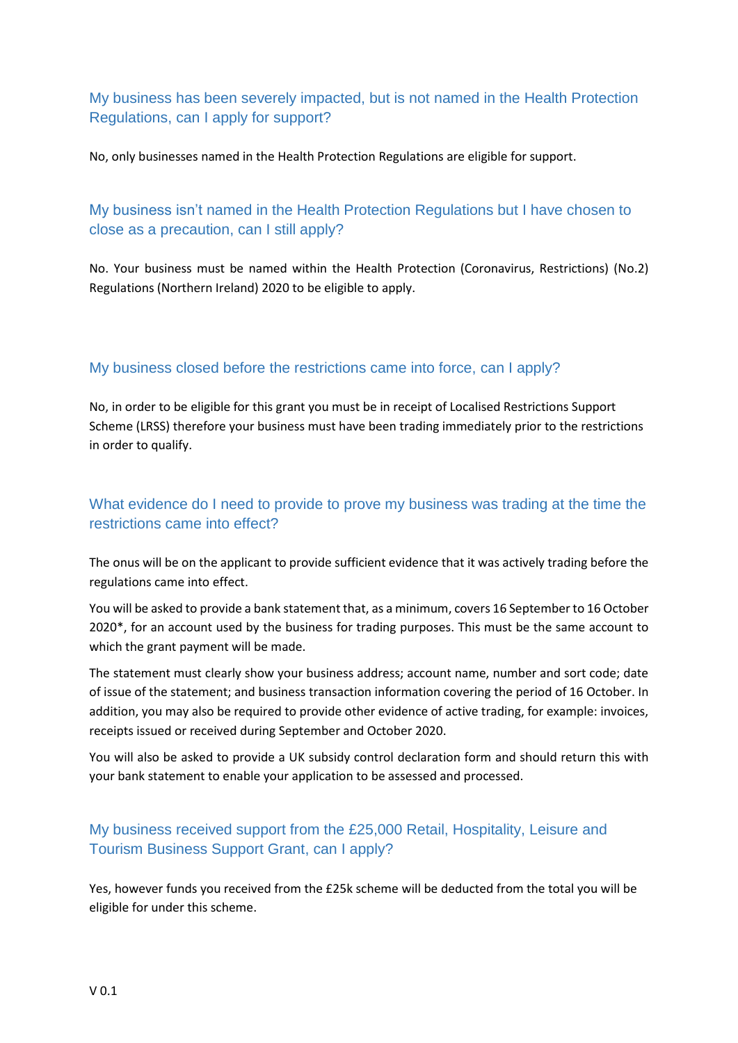### My business has been severely impacted, but is not named in the Health Protection Regulations, can I apply for support?

No, only businesses named in the Health Protection Regulations are eligible for support.

### My business isn't named in the Health Protection Regulations but I have chosen to close as a precaution, can I still apply?

No. Your business must be named within the Health Protection (Coronavirus, Restrictions) (No.2) Regulations (Northern Ireland) 2020 to be eligible to apply.

### My business closed before the restrictions came into force, can I apply?

No, in order to be eligible for this grant you must be in receipt of Localised Restrictions Support Scheme (LRSS) therefore your business must have been trading immediately prior to the restrictions in order to qualify.

### What evidence do I need to provide to prove my business was trading at the time the restrictions came into effect?

The onus will be on the applicant to provide sufficient evidence that it was actively trading before the regulations came into effect.

You will be asked to provide a bank statement that, as a minimum, covers 16 September to 16 October 2020*, for an account used by the business for trading purposes. This must be the same account to which the grant payment will be made.

The statement must clearly show your business address; account name, number and sort code; date of issue of the statement; and business transaction information covering the period of 16 October. In addition, you may also be required to provide other evidence of active trading, for example: invoices, receipts issued or received during September and October 2020.

You will also be asked to provide a UK subsidy control declaration form and should return this with your bank statement to enable your application to be assessed and processed.

### My business received support from the £25,000 Retail, Hospitality, Leisure and Tourism Business Support Grant, can I apply?

Yes, however funds you received from the £25k scheme will be deducted from the total you will be eligible for under this scheme.

V 0.1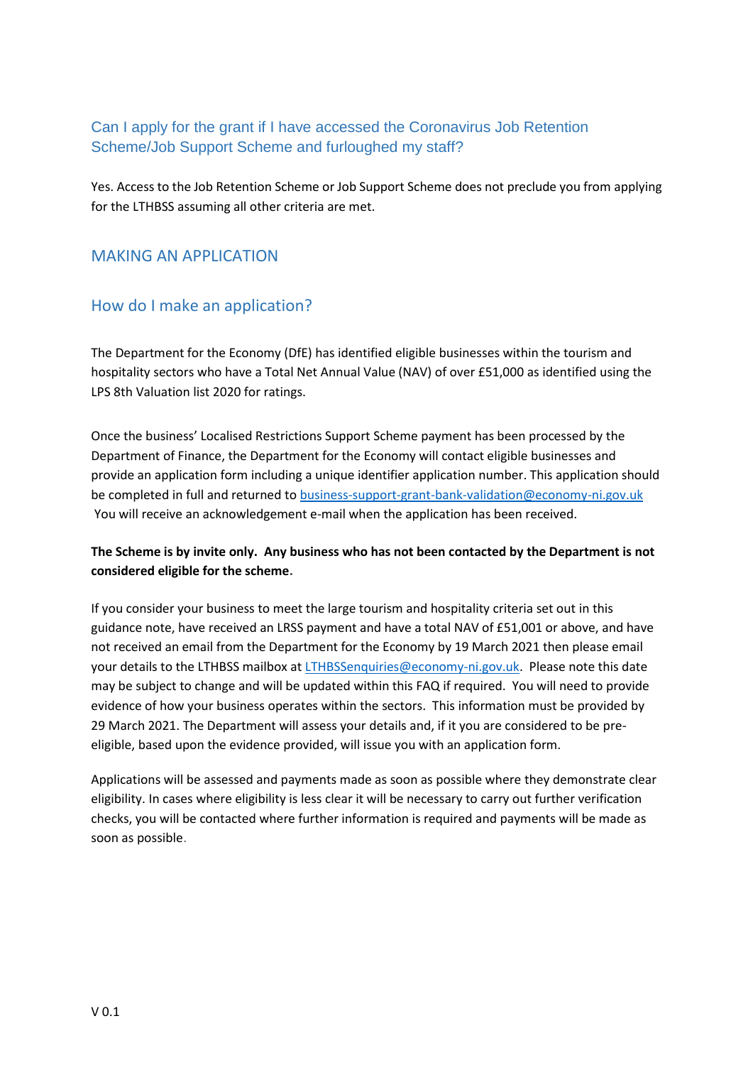### Can I apply for the grant if I have accessed the Coronavirus Job Retention Scheme/Job Support Scheme and furloughed my staff?

Yes. Access to the Job Retention Scheme or Job Support Scheme does not preclude you from applying for the LTHBSS assuming all other criteria are met.

## MAKING AN APPLICATION

### How do I make an application?

The Department for the Economy (DfE) has identified eligible businesses within the tourism and hospitality sectors who have a Total Net Annual Value (NAV) of over £51,000 as identified using the LPS 8th Valuation list 2020 for ratings.

Once the business' Localised Restrictions Support Scheme payment has been processed by the Department of Finance, the Department for the Economy will contact eligible businesses and provide an application form including a unique identifier application number. This application should be completed in full and returned to business-support-grant-bank-validation@economy-ni.gov.uk You will receive an acknowledgement e-mail when the application has been received.

**The Scheme is by invite only. Any business who has not been contacted by the Department is not considered eligible for the scheme.**

If you consider your business to meet the large tourism and hospitality criteria set out in this guidance note, have received an LRSS payment and have a total NAV of £51,001 or above, and have not received an email from the Department for the Economy by 19 March 2021 then please email your details to the LTHBSS mailbox at LTHBSSenquiries@economy-ni.gov.uk. Please note this date may be subject to change and will be updated within this FAQ if required. You will need to provide evidence of how your business operates within the sectors. This information must be provided by 29 March 2021. The Department will assess your details and, if it you are considered to be pre-eligible, based upon the evidence provided, will issue you with an application form.

Applications will be assessed and payments made as soon as possible where they demonstrate clear eligibility. In cases where eligibility is less clear it will be necessary to carry out further verification checks, you will be contacted where further information is required and payments will be made as soon as possible.

V 0.1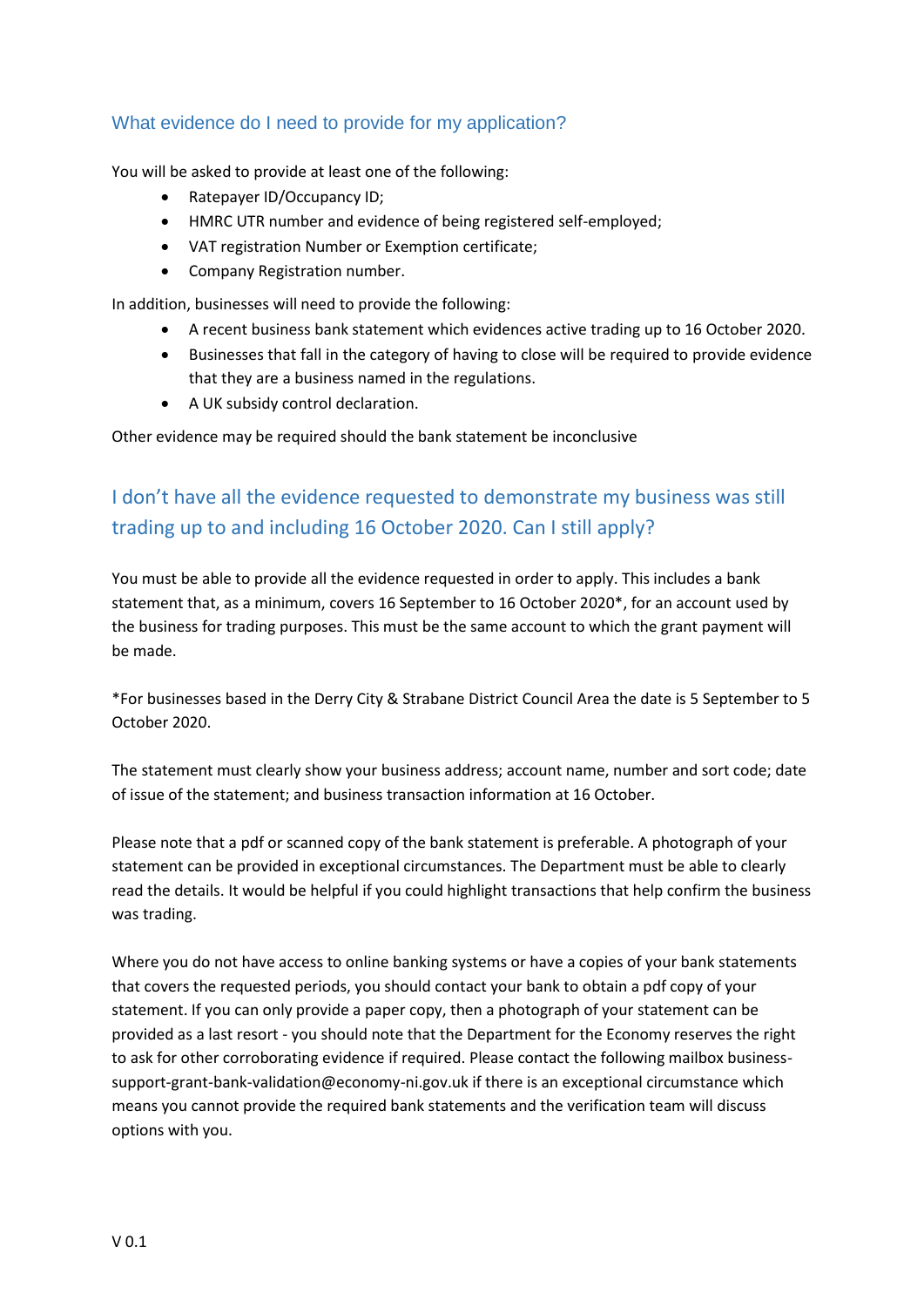## What evidence do I need to provide for my application?

You will be asked to provide at least one of the following:

- Ratepayer ID/Occupancy ID;
- HMRC UTR number and evidence of being registered self-employed;
- VAT registration Number or Exemption certificate;
- Company Registration number.

In addition, businesses will need to provide the following:

- A recent business bank statement which evidences active trading up to 16 October 2020.
- Businesses that fall in the category of having to close will be required to provide evidence that they are a business named in the regulations.
- A UK subsidy control declaration.

Other evidence may be required should the bank statement be inconclusive

## I don't have all the evidence requested to demonstrate my business was still trading up to and including 16 October 2020. Can I still apply?

You must be able to provide all the evidence requested in order to apply. This includes a bank statement that, as a minimum, covers 16 September to 16 October 2020*, for an account used by the business for trading purposes. This must be the same account to which the grant payment will be made.

*For businesses based in the Derry City & Strabane District Council Area the date is 5 September to 5 October 2020.

The statement must clearly show your business address; account name, number and sort code; date of issue of the statement; and business transaction information at 16 October.

Please note that a pdf or scanned copy of the bank statement is preferable. A photograph of your statement can be provided in exceptional circumstances. The Department must be able to clearly read the details. It would be helpful if you could highlight transactions that help confirm the business was trading.

Where you do not have access to online banking systems or have a copies of your bank statements that covers the requested periods, you should contact your bank to obtain a pdf copy of your statement. If you can only provide a paper copy, then a photograph of your statement can be provided as a last resort - you should note that the Department for the Economy reserves the right to ask for other corroborating evidence if required. Please contact the following mailbox business-support-grant-bank-validation@economy-ni.gov.uk if there is an exceptional circumstance which means you cannot provide the required bank statements and the verification team will discuss options with you.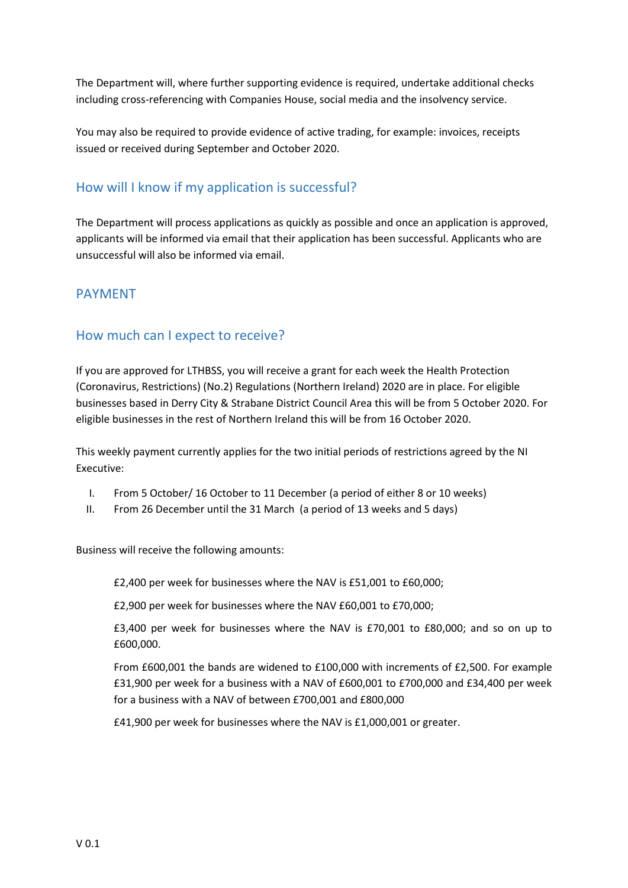The Department will, where further supporting evidence is required, undertake additional checks including cross-referencing with Companies House, social media and the insolvency service.

You may also be required to provide evidence of active trading, for example: invoices, receipts issued or received during September and October 2020.

## How will I know if my application is successful?

The Department will process applications as quickly as possible and once an application is approved, applicants will be informed via email that their application has been successful. Applicants who are unsuccessful will also be informed via email.

## PAYMENT

## How much can I expect to receive?

If you are approved for LTHBSS, you will receive a grant for each week the Health Protection (Coronavirus, Restrictions) (No.2) Regulations (Northern Ireland) 2020 are in place. For eligible businesses based in Derry City & Strabane District Council Area this will be from 5 October 2020. For eligible businesses in the rest of Northern Ireland this will be from 16 October 2020.

This weekly payment currently applies for the two initial periods of restrictions agreed by the NI Executive:

I. From 5 October/ 16 October to 11 December (a period of either 8 or 10 weeks)
II. From 26 December until the 31 March (a period of 13 weeks and 5 days)

Business will receive the following amounts:

£2,400 per week for businesses where the NAV is £51,001 to £60,000;

£2,900 per week for businesses where the NAV £60,001 to £70,000;

£3,400 per week for businesses where the NAV is £70,001 to £80,000; and so on up to £600,000.

From £600,001 the bands are widened to £100,000 with increments of £2,500. For example £31,900 per week for a business with a NAV of £600,001 to £700,000 and £34,400 per week for a business with a NAV of between £700,001 and £800,000

£41,900 per week for businesses where the NAV is £1,000,001 or greater.

V 0.1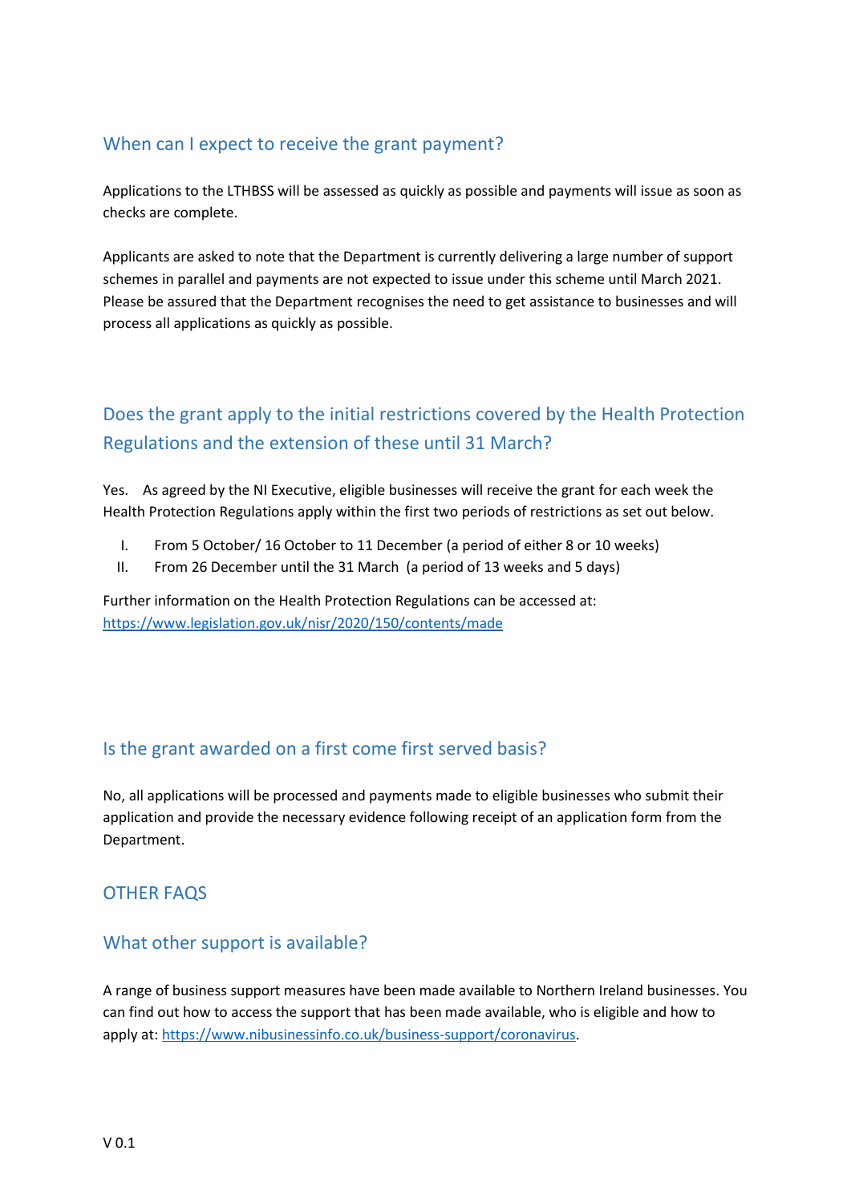## When can I expect to receive the grant payment?

Applications to the LTHBSS will be assessed as quickly as possible and payments will issue as soon as checks are complete.

Applicants are asked to note that the Department is currently delivering a large number of support schemes in parallel and payments are not expected to issue under this scheme until March 2021. Please be assured that the Department recognises the need to get assistance to businesses and will process all applications as quickly as possible.

## Does the grant apply to the initial restrictions covered by the Health Protection Regulations and the extension of these until 31 March?

Yes. As agreed by the NI Executive, eligible businesses will receive the grant for each week the Health Protection Regulations apply within the first two periods of restrictions as set out below.

I. From 5 October/ 16 October to 11 December (a period of either 8 or 10 weeks)
II. From 26 December until the 31 March (a period of 13 weeks and 5 days)

Further information on the Health Protection Regulations can be accessed at: https://www.legislation.gov.uk/nisr/2020/150/contents/made

## Is the grant awarded on a first come first served basis?

No, all applications will be processed and payments made to eligible businesses who submit their application and provide the necessary evidence following receipt of an application form from the Department.

## OTHER FAQS

## What other support is available?

A range of business support measures have been made available to Northern Ireland businesses. You can find out how to access the support that has been made available, who is eligible and how to apply at: https://www.nibusinessinfo.co.uk/business-support/coronavirus.

V 0.1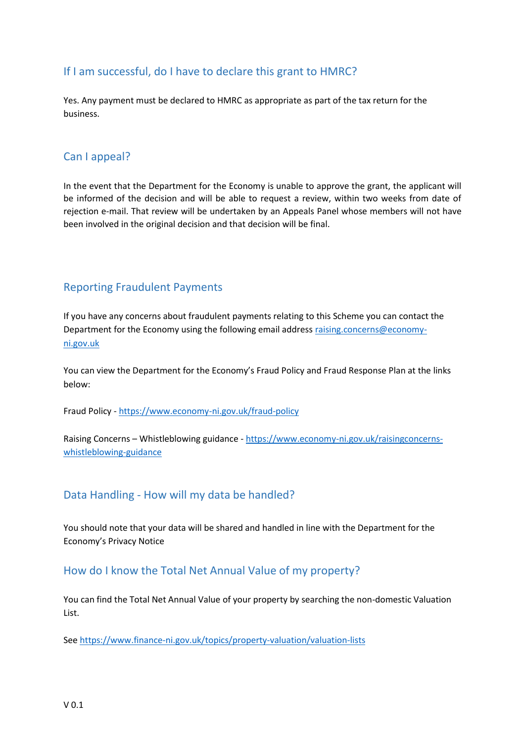## If I am successful, do I have to declare this grant to HMRC?

Yes. Any payment must be declared to HMRC as appropriate as part of the tax return for the business.

## Can I appeal?

In the event that the Department for the Economy is unable to approve the grant, the applicant will be informed of the decision and will be able to request a review, within two weeks from date of rejection e-mail. That review will be undertaken by an Appeals Panel whose members will not have been involved in the original decision and that decision will be final.

## Reporting Fraudulent Payments

If you have any concerns about fraudulent payments relating to this Scheme you can contact the Department for the Economy using the following email address raising.concerns@economy-ni.gov.uk

You can view the Department for the Economy's Fraud Policy and Fraud Response Plan at the links below:

Fraud Policy - https://www.economy-ni.gov.uk/fraud-policy

Raising Concerns – Whistleblowing guidance - https://www.economy-ni.gov.uk/raisingconcerns-whistleblowing-guidance

## Data Handling - How will my data be handled?

You should note that your data will be shared and handled in line with the Department for the Economy's Privacy Notice

## How do I know the Total Net Annual Value of my property?

You can find the Total Net Annual Value of your property by searching the non-domestic Valuation List.

See https://www.finance-ni.gov.uk/topics/property-valuation/valuation-lists

V 0.1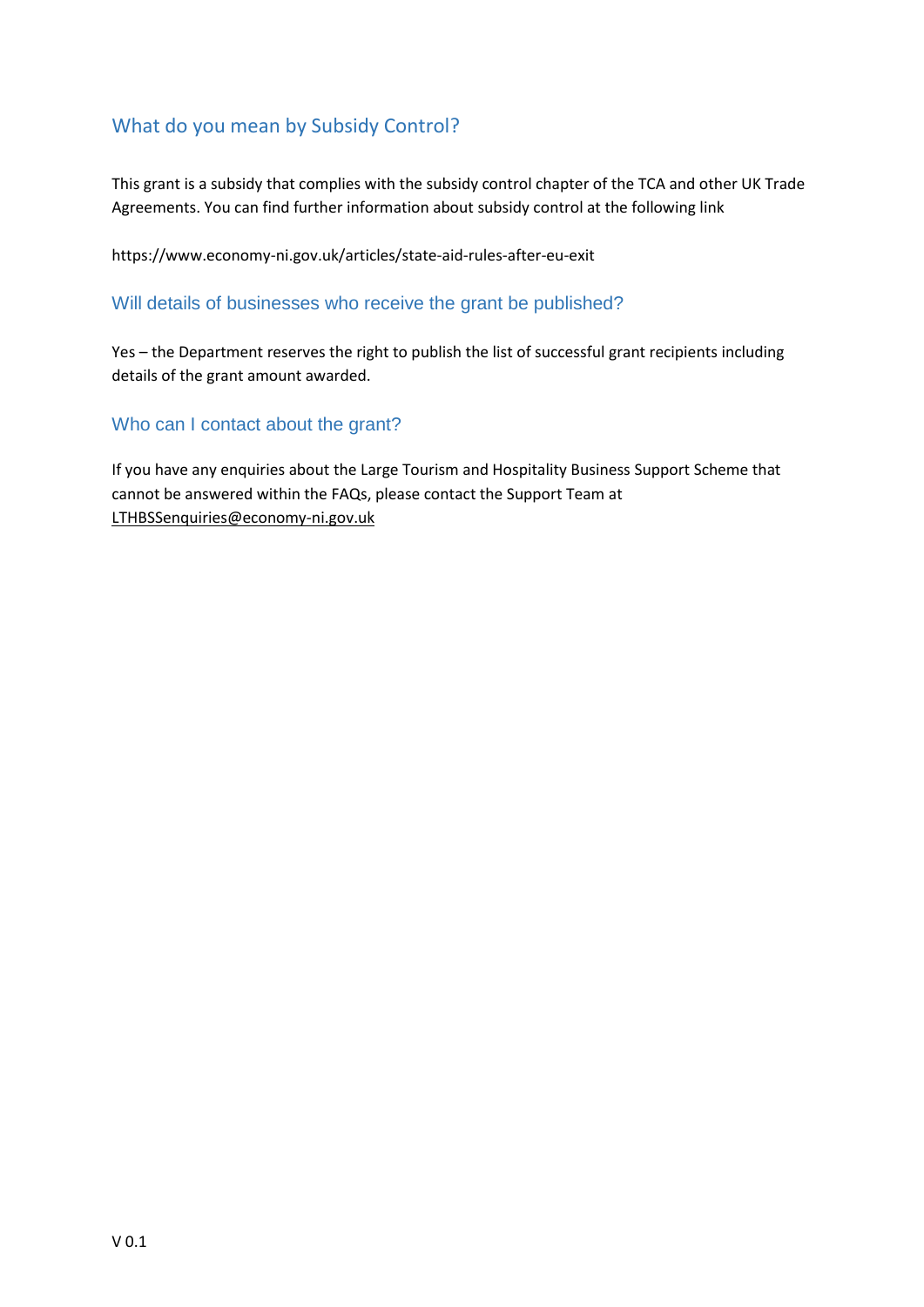## What do you mean by Subsidy Control?

This grant is a subsidy that complies with the subsidy control chapter of the TCA and other UK Trade Agreements. You can find further information about subsidy control at the following link

https://www.economy-ni.gov.uk/articles/state-aid-rules-after-eu-exit

## Will details of businesses who receive the grant be published?

Yes – the Department reserves the right to publish the list of successful grant recipients including details of the grant amount awarded.

## Who can I contact about the grant?

If you have any enquiries about the Large Tourism and Hospitality Business Support Scheme that cannot be answered within the FAQs, please contact the Support Team at LTHBSSenquiries@economy-ni.gov.uk

V 0.1